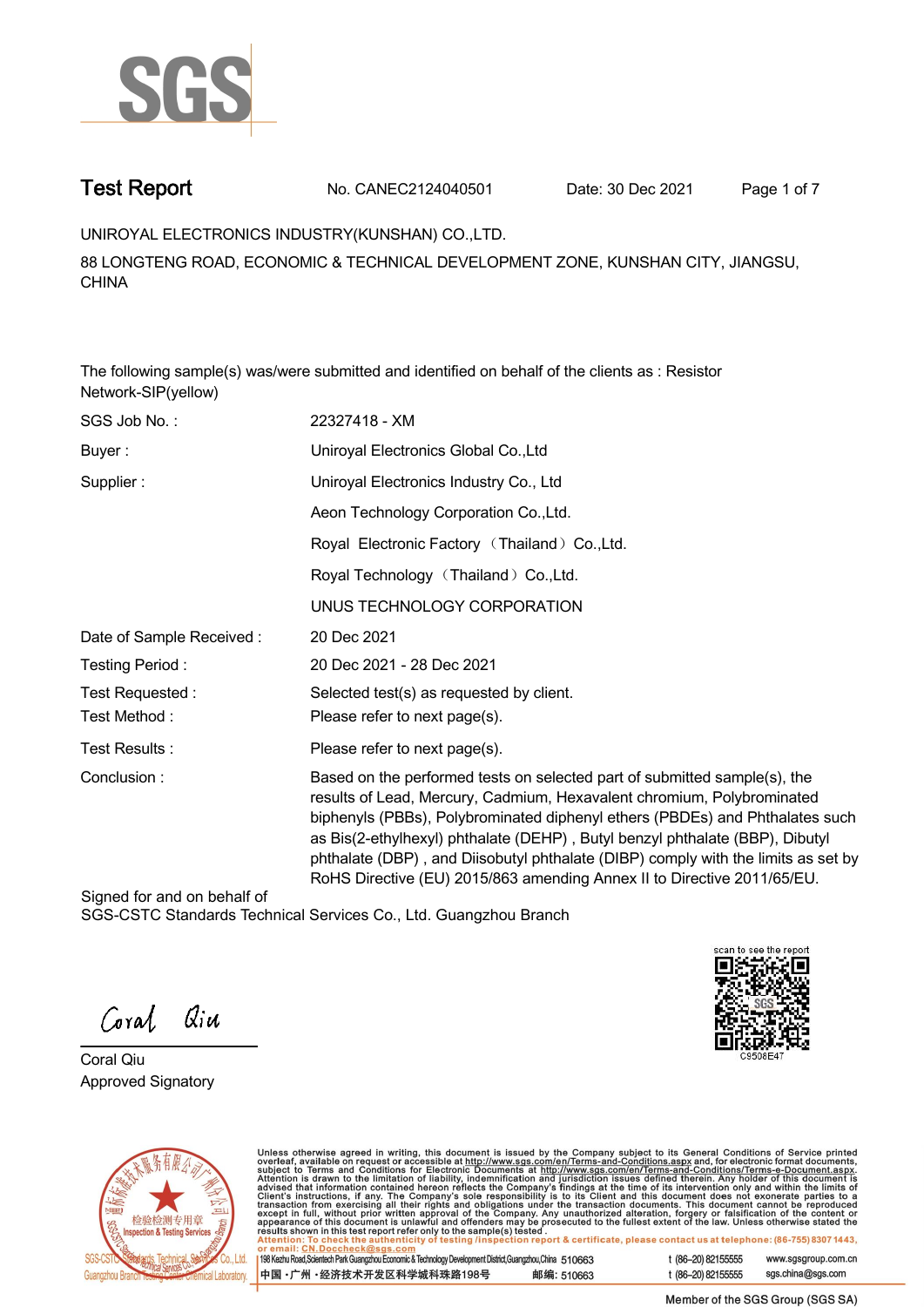# Test Report

No. CANEC2124040501 Date: 30 Dec 2021

UNIROYAL ELECTRONICS INDUSTRY(KUNSHAN) CO.,LTD.

88 LONGTENG ROAD, ECONOMIC & TECHNICAL DEVELOPMENT ZONE, KUNSHAN CITY, JIANGSU, CHINA

The following sample(s) was/were submitted and identified on behalf of the clients as : Resistor Network-SIP(yellow)

| | |
|---|---|
| SGS Job No. : | 22327418 - XM |
| Buyer : | Uniroyal Electronics Global Co.,Ltd |
| Supplier : | Uniroyal Electronics Industry Co., Ltd |
| | Aeon Technology Corporation Co.,Ltd. |
| | Royal Electronic Factory（Thailand）Co.,Ltd. |
| | Royal Technology（Thailand）Co.,Ltd. |
| | UNUS TECHNOLOGY CORPORATION |
| Date of Sample Received : | 20 Dec 2021 |
| Testing Period : | 20 Dec 2021 - 28 Dec 2021 |
| Test Requested : | Selected test(s) as requested by client. |
| Test Method : | Please refer to next page(s). |
| Test Results : | Please refer to next page(s). |
| Conclusion : | Based on the performed tests on selected part of submitted sample(s), the results of Lead, Mercury, Cadmium, Hexavalent chromium, Polybrominated biphenyls (PBBs), Polybrominated diphenyl ethers (PBDEs) and Phthalates such as Bis(2-ethylhexyl) phthalate (DEHP) , Butyl benzyl phthalate (BBP), Dibutyl phthalate (DBP) , and Diisobutyl phthalate (DIBP) comply with the limits as set by RoHS Directive (EU) 2015/863 amending Annex II to Directive 2011/65/EU. |

Signed for and on behalf of
SGS-CSTC Standards Technical Services Co., Ltd. Guangzhou Branch

Coral Qiu
Approved Signatory

scan to see the report
C9508E47

Unless otherwise agreed in writing, this document is issued by the Company subject to its General Conditions of Service printed overleaf, available on request or accessible at http://www.sgs.com/en/Terms-and-Conditions.aspx and, for electronic format documents, subject to Terms and Conditions for Electronic Documents at http://www.sgs.com/en/Terms-and-Conditions/Terms-e-Document.aspx. Attention is drawn to the limitation of liability, indemnification and jurisdiction issues defined therein. Any holder of this document is advised that information contained hereon reflects the Company's findings at the time of its intervention only and within the limits of Client's instructions, if any. The Company's sole responsibility is to its Client and this document does not exonerate parties to a transaction from exercising all their rights and obligations under the transaction documents. This document cannot be reproduced except in full, without prior written approval of the Company. Any unauthorized alteration, forgery or falsification of the content or appearance of this document is unlawful and offenders may be prosecuted to the fullest extent of the law. Unless otherwise stated the results shown in this test report refer only to the sample(s) tested.
Attention: To check the authenticity of testing /inspection report & certificate, please contact us at telephone: (86-755) 8307 1443, or email: CN.Doccheck@sgs.com

198 Kezhu Road,Scientech Park Guangzhou Economic & Technology Development District,Guangzhou,China 510663 t (86-20) 82155555 www.sgsgroup.com.cn
中国・广州・经济技术开发区科学城科珠路198号 邮编: 510663 t (86-20) 82155555 sgs.china@sgs.com

Member of the SGS Group (SGS SA)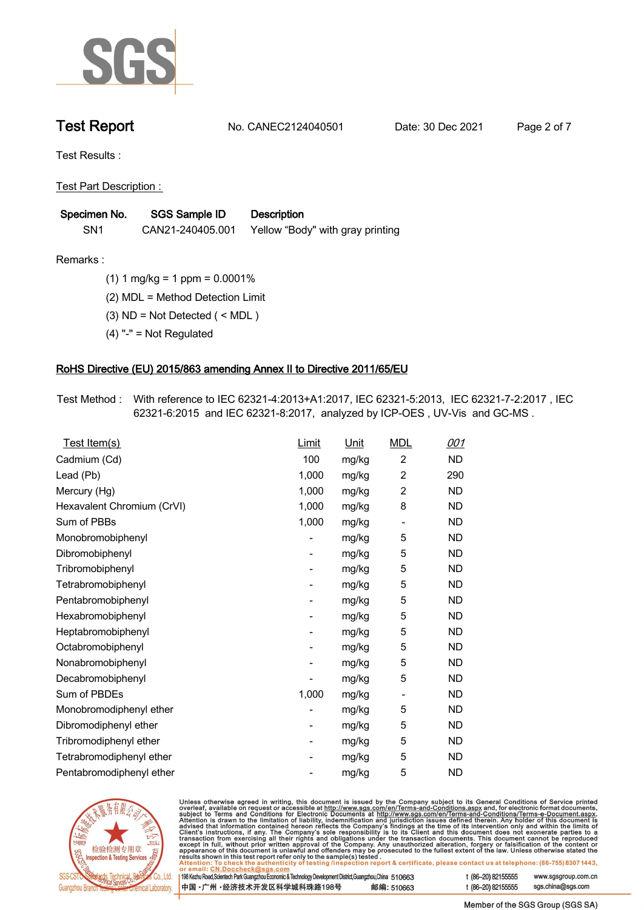Test Results :

Test Part Description :

| Specimen No. | SGS Sample ID | Description |
| --- | --- | --- |
| SN1 | CAN21-240405.001 | Yellow “Body" with gray printing |

Remarks :

(1) 1 mg/kg = 1 ppm = 0.0001%

(2) MDL = Method Detection Limit

(3) ND = Not Detected ( < MDL )

(4) "-" = Not Regulated

## RoHS Directive (EU) 2015/863 amending Annex II to Directive 2011/65/EU

Test Method : With reference to IEC 62321-4:2013+A1:2017, IEC 62321-5:2013, IEC 62321-7-2:2017 , IEC 62321-6:2015 and IEC 62321-8:2017, analyzed by ICP-OES , UV-Vis and GC-MS .

| Test Item(s) | Limit | Unit | MDL | 001 |
| --- | --- | --- | --- | --- |
| Cadmium (Cd) | 100 | mg/kg | 2 | ND |
| Lead (Pb) | 1,000 | mg/kg | 2 | 290 |
| Mercury (Hg) | 1,000 | mg/kg | 2 | ND |
| Hexavalent Chromium (CrVI) | 1,000 | mg/kg | 8 | ND |
| Sum of PBBs | 1,000 | mg/kg | - | ND |
| Monobromobiphenyl | - | mg/kg | 5 | ND |
| Dibromobiphenyl | - | mg/kg | 5 | ND |
| Tribromobiphenyl | - | mg/kg | 5 | ND |
| Tetrabromobiphenyl | - | mg/kg | 5 | ND |
| Pentabromobiphenyl | - | mg/kg | 5 | ND |
| Hexabromobiphenyl | - | mg/kg | 5 | ND |
| Heptabromobiphenyl | - | mg/kg | 5 | ND |
| Octabromobiphenyl | - | mg/kg | 5 | ND |
| Nonabromobiphenyl | - | mg/kg | 5 | ND |
| Decabromobiphenyl | - | mg/kg | 5 | ND |
| Sum of PBDEs | 1,000 | mg/kg | - | ND |
| Monobromodiphenyl ether | - | mg/kg | 5 | ND |
| Dibromodiphenyl ether | - | mg/kg | 5 | ND |
| Tribromodiphenyl ether | - | mg/kg | 5 | ND |
| Tetrabromodiphenyl ether | - | mg/kg | 5 | ND |
| Pentabromodiphenyl ether | - | mg/kg | 5 | ND |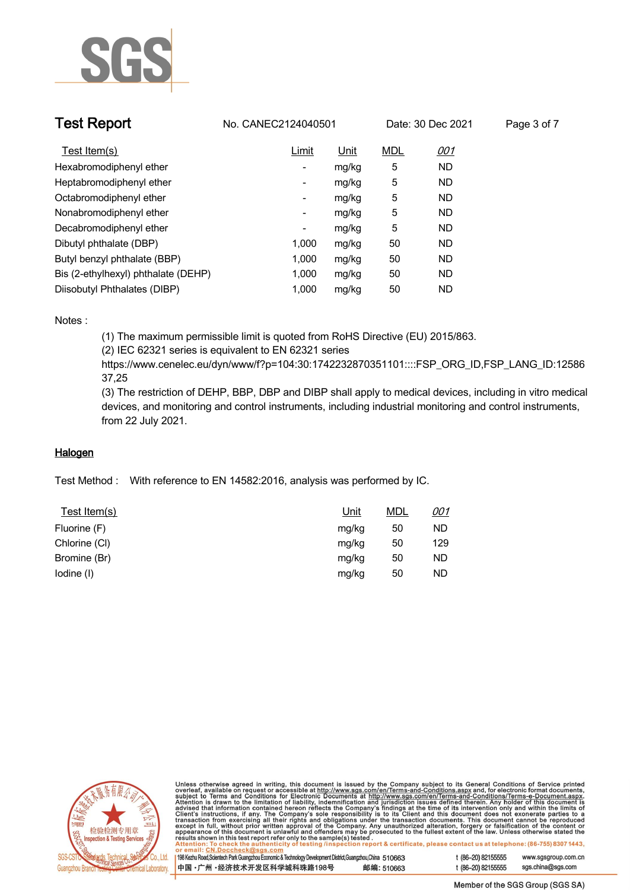| Test Item(s) | Limit | Unit | MDL | 001 |
|---|---|---|---|---|
| Hexabromodiphenyl ether | - | mg/kg | 5 | ND |
| Heptabromodiphenyl ether | - | mg/kg | 5 | ND |
| Octabromodiphenyl ether | - | mg/kg | 5 | ND |
| Nonabromodiphenyl ether | - | mg/kg | 5 | ND |
| Decabromodiphenyl ether | - | mg/kg | 5 | ND |
| Dibutyl phthalate (DBP) | 1,000 | mg/kg | 50 | ND |
| Butyl benzyl phthalate (BBP) | 1,000 | mg/kg | 50 | ND |
| Bis (2-ethylhexyl) phthalate (DEHP) | 1,000 | mg/kg | 50 | ND |
| Diisobutyl Phthalates (DIBP) | 1,000 | mg/kg | 50 | ND |

Notes :

(1) The maximum permissible limit is quoted from RoHS Directive (EU) 2015/863.

(2) IEC 62321 series is equivalent to EN 62321 series
https://www.cenelec.eu/dyn/www/f?p=104:30:1742232870351101::::FSP_ORG_ID,FSP_LANG_ID:1258637,25

(3) The restriction of DEHP, BBP, DBP and DIBP shall apply to medical devices, including in vitro medical devices, and monitoring and control instruments, including industrial monitoring and control instruments, from 22 July 2021.

## Halogen

Test Method : With reference to EN 14582:2016, analysis was performed by IC.

| Test Item(s) | Unit | MDL | 001 |
|---|---|---|---|
| Fluorine (F) | mg/kg | 50 | ND |
| Chlorine (Cl) | mg/kg | 50 | 129 |
| Bromine (Br) | mg/kg | 50 | ND |
| Iodine (I) | mg/kg | 50 | ND |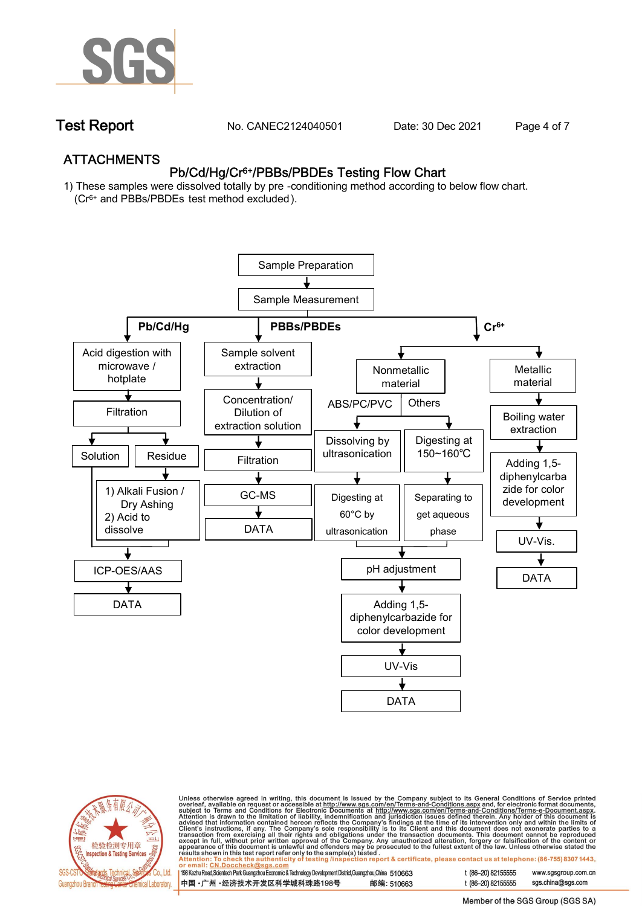# ATTACHMENTS

## Pb/Cd/Hg/$Cr^{6+}$/PBBs/PBDEs Testing Flow Chart

1) These samples were dissolved totally by pre -conditioning method according to below flow chart. ($Cr^{6+}$ and PBBs/PBDEs test method excluded).

Sample Preparation → Sample Measurement

**Pb/Cd/Hg**

- Acid digestion with microwave / hotplate
- Filtration
- Solution / Residue
  - Residue → 1) Alkali Fusion / Dry Ashing 2) Acid to dissolve
- ICP-OES/AAS
- DATA

**PBBs/PBDEs**

- Sample solvent extraction
- Concentration/ Dilution of extraction solution
- Filtration
- GC-MS
- DATA

**$Cr^{6+}$**

- Nonmetallic material
  - ABS/PC/PVC: Dissolving by ultrasonication → Digesting at 60°C by ultrasonication
  - Others: Digesting at 150~160℃ → Separating to get aqueous phase
  - pH adjustment
  - Adding 1,5-diphenylcarbazide for color development
  - UV-Vis
  - DATA
- Metallic material
  - Boiling water extraction
  - Adding 1,5-diphenylcarbazide for color development
  - UV-Vis.
  - DATA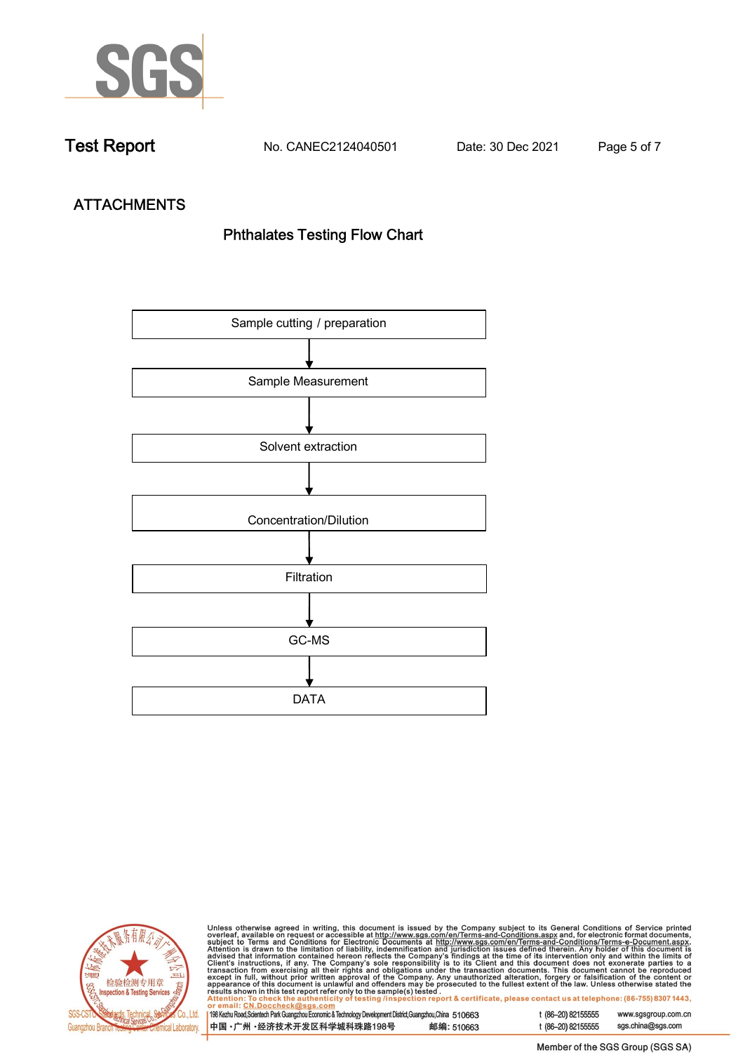## ATTACHMENTS

### Phthalates Testing Flow Chart

Sample cutting / preparation

↓

Sample Measurement

↓

Solvent extraction

↓

Concentration/Dilution

↓

Filtration

↓

GC-MS

↓

DATA

Unless otherwise agreed in writing, this document is issued by the Company subject to its General Conditions of Service printed overleaf, available on request or accessible at http://www.sgs.com/en/Terms-and-Conditions.aspx and, for electronic format documents, subject to Terms and Conditions for Electronic Documents at http://www.sgs.com/en/Terms-and-Conditions/Terms-e-Document.aspx. Attention is drawn to the limitation of liability, indemnification and jurisdiction issues defined therein. Any holder of this document is advised that information contained hereon reflects the Company's findings at the time of its intervention only and within the limits of Client's instructions, if any. The Company's sole responsibility is to its Client and this document does not exonerate parties to a transaction from exercising all their rights and obligations under the transaction documents. This document cannot be reproduced except in full, without prior written approval of the Company. Any unauthorized alteration, forgery or falsification of the content or appearance of this document is unlawful and offenders may be prosecuted to the fullest extent of the law. Unless otherwise stated the results shown in this test report refer only to the sample(s) tested.

Attention: To check the authenticity of testing /inspection report & certificate, please contact us at telephone: (86-755) 8307 1443, or email: CN.Doccheck@sgs.com

SGS-CSTC Standards Technical Services Co., Ltd. Guangzhou Branch Testing Center Chemical Laboratory.

198 Kezhu Road,Scientech Park Guangzhou Economic & Technology Development District,Guangzhou,China 510663 t (86–20) 82155555 www.sgsgroup.com.cn

中国 ·广州 ·经济技术开发区科学城科珠路198号 邮编: 510663 t (86–20) 82155555 sgs.china@sgs.com

Member of the SGS Group (SGS SA)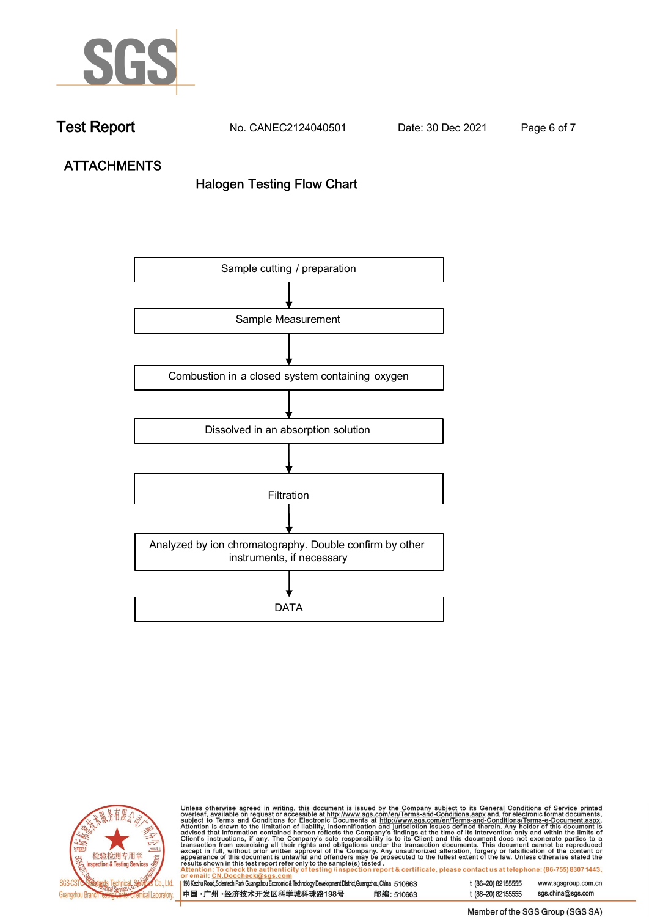## ATTACHMENTS

### Halogen Testing Flow Chart

Sample cutting / preparation

↓

Sample Measurement

↓

Combustion in a closed system containing oxygen

↓

Dissolved in an absorption solution

↓

Filtration

↓

Analyzed by ion chromatography. Double confirm by other instruments, if necessary

↓

DATA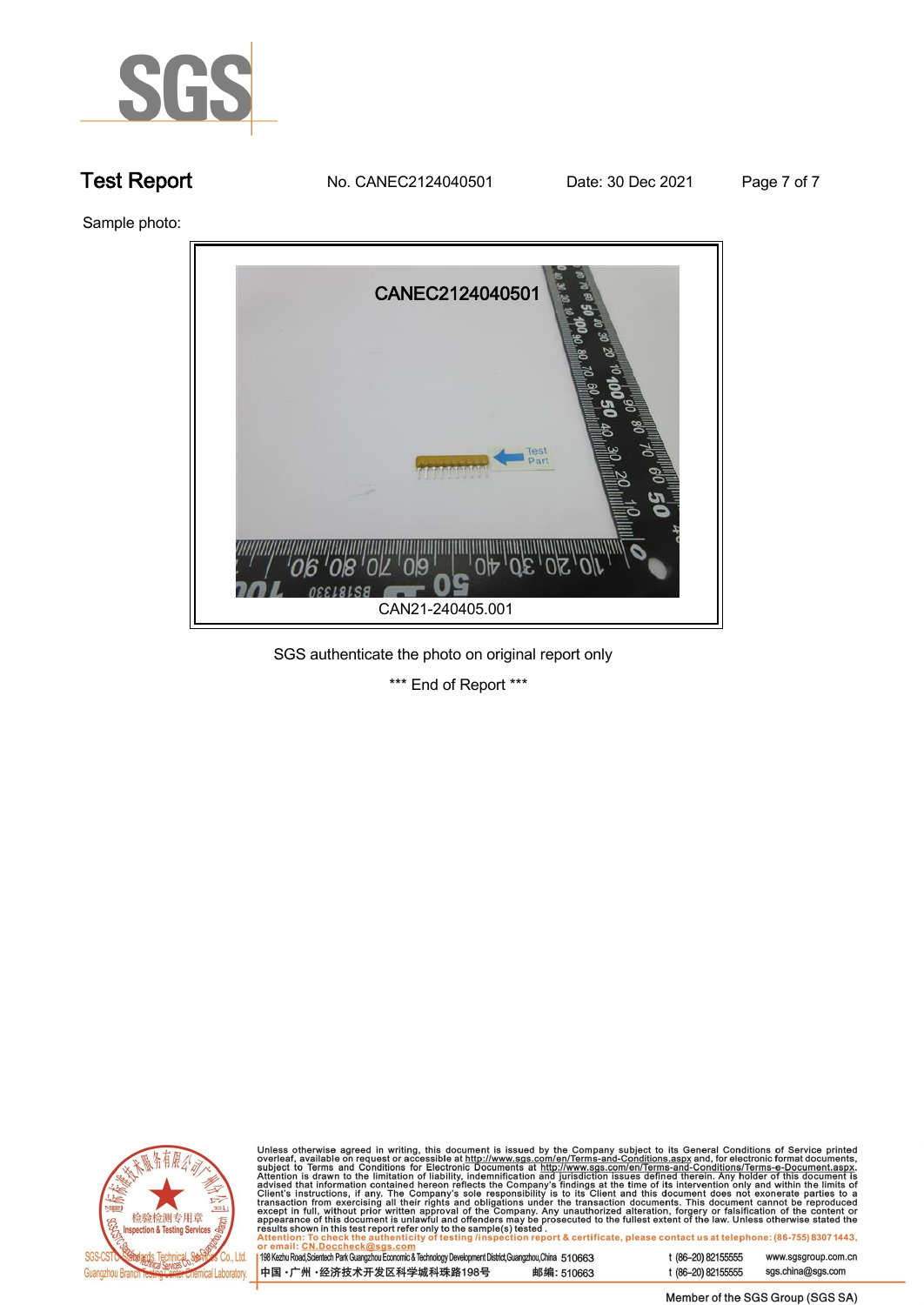Test Report No. CANEC2124040501 Date: 30 Dec 2021

Sample photo:

CANEC2124040501

Test Part

CAN21-240405.001

SGS authenticate the photo on original report only

*** End of Report ***

Unless otherwise agreed in writing, this document is issued by the Company subject to its General Conditions of Service printed overleaf, available on request or accessible at http://www.sgs.com/en/Terms-and-Conditions.aspx and, for electronic format documents, subject to Terms and Conditions for Electronic Documents at http://www.sgs.com/en/Terms-and-Conditions/Terms-e-Document.aspx. Attention is drawn to the limitation of liability, indemnification and jurisdiction issues defined therein. Any holder of this document is advised that information contained hereon reflects the Company's findings at the time of its intervention only and within the limits of Client's instructions, if any. The Company's sole responsibility is to its Client and this document does not exonerate parties to a transaction from exercising all their rights and obligations under the transaction documents. This document cannot be reproduced except in full, without prior written approval of the Company. Any unauthorized alteration, forgery or falsification of the content or appearance of this document is unlawful and offenders may be prosecuted to the fullest extent of the law. Unless otherwise stated the results shown in this test report refer only to the sample(s) tested.

Attention: To check the authenticity of testing /inspection report & certificate, please contact us at telephone: (86-755) 8307 1443, or email: CN.Doccheck@sgs.com

SGS-CSTC Standards Technical Services Co., Ltd. Guangzhou Branch Testing Center Chemical Laboratory.

198 Kezhu Road,Scientech Park Guangzhou Economic & Technology Development District,Guangzhou,China 510663 t (86–20) 82155555 www.sgsgroup.com.cn

中国 ·广州 ·经济技术开发区科学城科珠路198号 邮编: 510663 t (86–20) 82155555 sgs.china@sgs.com

Member of the SGS Group (SGS SA)